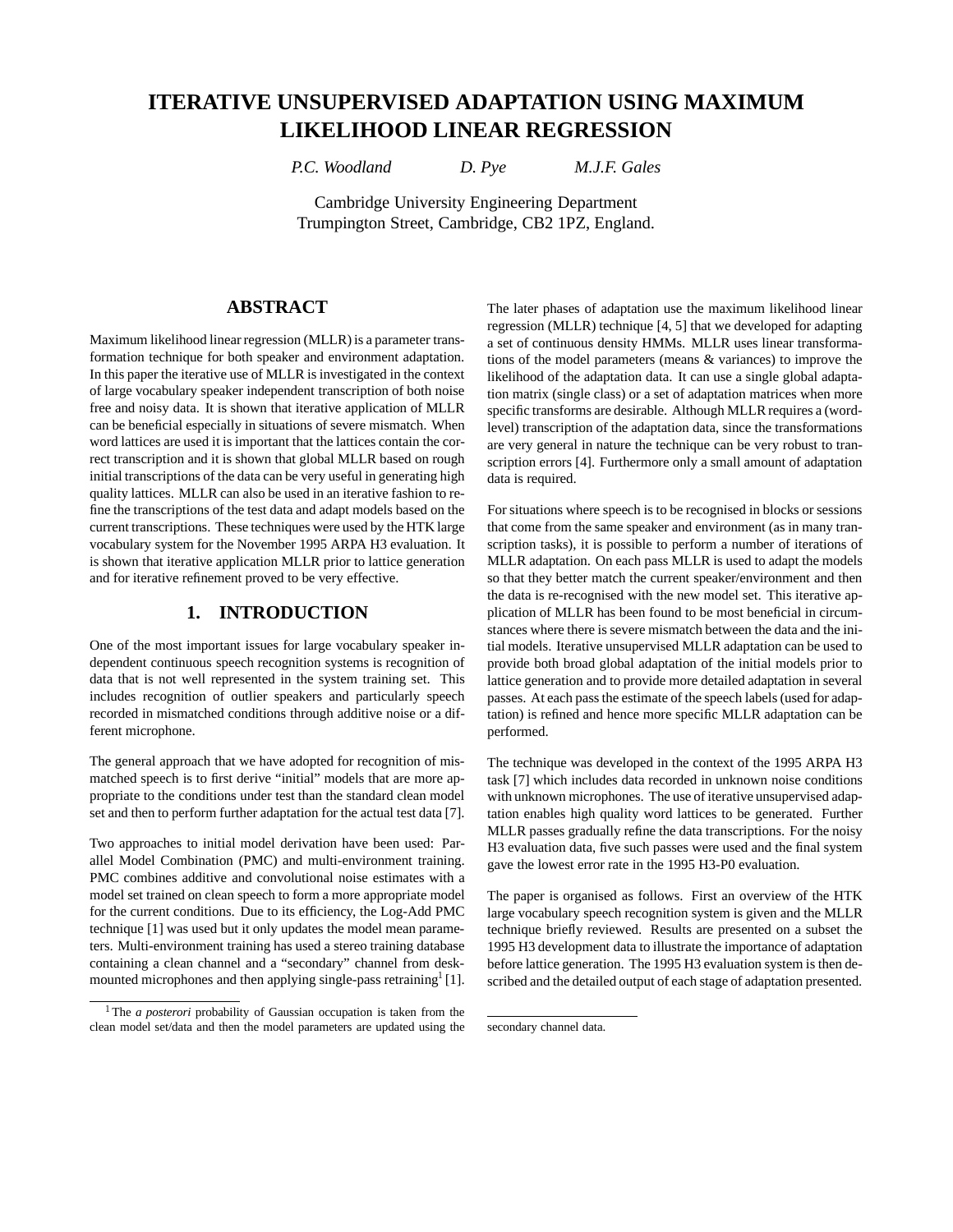# ITERATIVE UNSUPERVISED ADAPTATION USING MAXIMUM LIKELIHOOD LINEAR REGRESSION

*P.C. Woodland* *D. Pye* *M.J.F. Gales*

Cambridge University Engineering Department
Trumpington Street, Cambridge, CB2 1PZ, England.

## ABSTRACT

Maximum likelihood linear regression (MLLR) is a parameter transformation technique for both speaker and environment adaptation. In this paper the iterative use of MLLR is investigated in the context of large vocabulary speaker independent transcription of both noise free and noisy data. It is shown that iterative application of MLLR can be beneficial especially in situations of severe mismatch. When word lattices are used it is important that the lattices contain the correct transcription and it is shown that global MLLR based on rough initial transcriptions of the data can be very useful in generating high quality lattices. MLLR can also be used in an iterative fashion to refine the transcriptions of the test data and adapt models based on the current transcriptions. These techniques were used by the HTK large vocabulary system for the November 1995 ARPA H3 evaluation. It is shown that iterative application MLLR prior to lattice generation and for iterative refinement proved to be very effective.

## 1. INTRODUCTION

One of the most important issues for large vocabulary speaker independent continuous speech recognition systems is recognition of data that is not well represented in the system training set. This includes recognition of outlier speakers and particularly speech recorded in mismatched conditions through additive noise or a different microphone.

The general approach that we have adopted for recognition of mismatched speech is to first derive "initial" models that are more appropriate to the conditions under test than the standard clean model set and then to perform further adaptation for the actual test data [7].

Two approaches to initial model derivation have been used: Parallel Model Combination (PMC) and multi-environment training. PMC combines additive and convolutional noise estimates with a model set trained on clean speech to form a more appropriate model for the current conditions. Due to its efficiency, the Log-Add PMC technique [1] was used but it only updates the model mean parameters. Multi-environment training has used a stereo training database containing a clean channel and a "secondary" channel from desk-mounted microphones and then applying single-pass retraining[1] [1].

[1] The *a posterori* probability of Gaussian occupation is taken from the clean model set/data and then the model parameters are updated using the secondary channel data.

The later phases of adaptation use the maximum likelihood linear regression (MLLR) technique [4, 5] that we developed for adapting a set of continuous density HMMs. MLLR uses linear transformations of the model parameters (means & variances) to improve the likelihood of the adaptation data. It can use a single global adaptation matrix (single class) or a set of adaptation matrices when more specific transforms are desirable. Although MLLR requires a (word-level) transcription of the adaptation data, since the transformations are very general in nature the technique can be very robust to transcription errors [4]. Furthermore only a small amount of adaptation data is required.

For situations where speech is to be recognised in blocks or sessions that come from the same speaker and environment (as in many transcription tasks), it is possible to perform a number of iterations of MLLR adaptation. On each pass MLLR is used to adapt the models so that they better match the current speaker/environment and then the data is re-recognised with the new model set. This iterative application of MLLR has been found to be most beneficial in circumstances where there is severe mismatch between the data and the initial models. Iterative unsupervised MLLR adaptation can be used to provide both broad global adaptation of the initial models prior to lattice generation and to provide more detailed adaptation in several passes. At each pass the estimate of the speech labels (used for adaptation) is refined and hence more specific MLLR adaptation can be performed.

The technique was developed in the context of the 1995 ARPA H3 task [7] which includes data recorded in unknown noise conditions with unknown microphones. The use of iterative unsupervised adaptation enables high quality word lattices to be generated. Further MLLR passes gradually refine the data transcriptions. For the noisy H3 evaluation data, five such passes were used and the final system gave the lowest error rate in the 1995 H3-P0 evaluation.

The paper is organised as follows. First an overview of the HTK large vocabulary speech recognition system is given and the MLLR technique briefly reviewed. Results are presented on a subset the 1995 H3 development data to illustrate the importance of adaptation before lattice generation. The 1995 H3 evaluation system is then described and the detailed output of each stage of adaptation presented.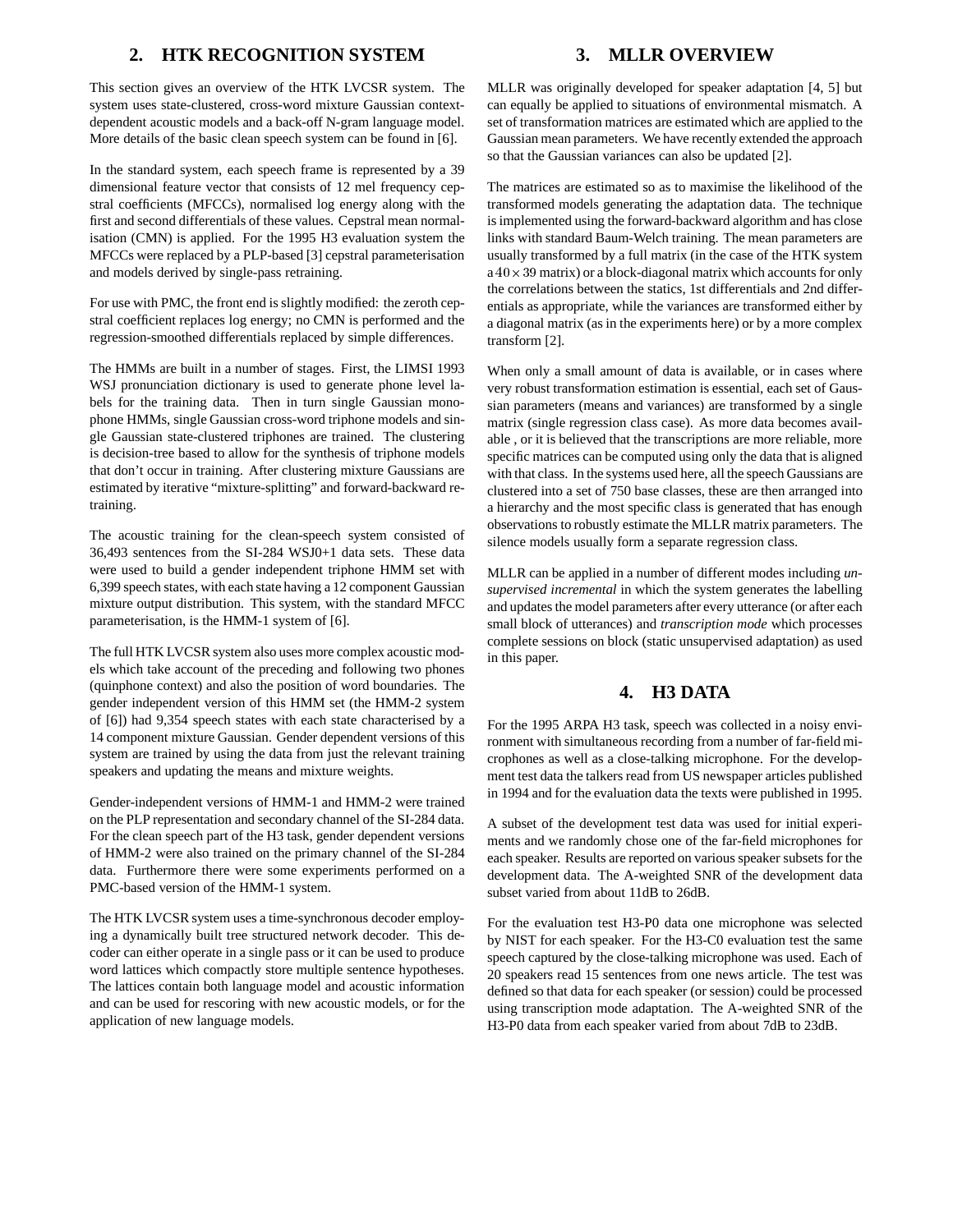## 2. HTK RECOGNITION SYSTEM

This section gives an overview of the HTK LVCSR system. The system uses state-clustered, cross-word mixture Gaussian context-dependent acoustic models and a back-off N-gram language model. More details of the basic clean speech system can be found in [6].

In the standard system, each speech frame is represented by a 39 dimensional feature vector that consists of 12 mel frequency cepstral coefficients (MFCCs), normalised log energy along with the first and second differentials of these values. Cepstral mean normalisation (CMN) is applied. For the 1995 H3 evaluation system the MFCCs were replaced by a PLP-based [3] cepstral parameterisation and models derived by single-pass retraining.

For use with PMC, the front end is slightly modified: the zeroth cepstral coefficient replaces log energy; no CMN is performed and the regression-smoothed differentials replaced by simple differences.

The HMMs are built in a number of stages. First, the LIMSI 1993 WSJ pronunciation dictionary is used to generate phone level labels for the training data. Then in turn single Gaussian monophone HMMs, single Gaussian cross-word triphone models and single Gaussian state-clustered triphones are trained. The clustering is decision-tree based to allow for the synthesis of triphone models that don't occur in training. After clustering mixture Gaussians are estimated by iterative "mixture-splitting" and forward-backward retraining.

The acoustic training for the clean-speech system consisted of 36,493 sentences from the SI-284 WSJ0+1 data sets. These data were used to build a gender independent triphone HMM set with 6,399 speech states, with each state having a 12 component Gaussian mixture output distribution. This system, with the standard MFCC parameterisation, is the HMM-1 system of [6].

The full HTK LVCSR system also uses more complex acoustic models which take account of the preceding and following two phones (quinphone context) and also the position of word boundaries. The gender independent version of this HMM set (the HMM-2 system of [6]) had 9,354 speech states with each state characterised by a 14 component mixture Gaussian. Gender dependent versions of this system are trained by using the data from just the relevant training speakers and updating the means and mixture weights.

Gender-independent versions of HMM-1 and HMM-2 were trained on the PLP representation and secondary channel of the SI-284 data. For the clean speech part of the H3 task, gender dependent versions of HMM-2 were also trained on the primary channel of the SI-284 data. Furthermore there were some experiments performed on a PMC-based version of the HMM-1 system.

The HTK LVCSR system uses a time-synchronous decoder employing a dynamically built tree structured network decoder. This decoder can either operate in a single pass or it can be used to produce word lattices which compactly store multiple sentence hypotheses. The lattices contain both language model and acoustic information and can be used for rescoring with new acoustic models, or for the application of new language models.

## 3. MLLR OVERVIEW

MLLR was originally developed for speaker adaptation [4, 5] but can equally be applied to situations of environmental mismatch. A set of transformation matrices are estimated which are applied to the Gaussian mean parameters. We have recently extended the approach so that the Gaussian variances can also be updated [2].

The matrices are estimated so as to maximise the likelihood of the transformed models generating the adaptation data. The technique is implemented using the forward-backward algorithm and has close links with standard Baum-Welch training. The mean parameters are usually transformed by a full matrix (in the case of the HTK system a $40 \times 39$ matrix) or a block-diagonal matrix which accounts for only the correlations between the statics, 1st differentials and 2nd differentials as appropriate, while the variances are transformed either by a diagonal matrix (as in the experiments here) or by a more complex transform [2].

When only a small amount of data is available, or in cases where very robust transformation estimation is essential, each set of Gaussian parameters (means and variances) are transformed by a single matrix (single regression class case). As more data becomes available , or it is believed that the transcriptions are more reliable, more specific matrices can be computed using only the data that is aligned with that class. In the systems used here, all the speech Gaussians are clustered into a set of 750 base classes, these are then arranged into a hierarchy and the most specific class is generated that has enough observations to robustly estimate the MLLR matrix parameters. The silence models usually form a separate regression class.

MLLR can be applied in a number of different modes including *unsupervised incremental* in which the system generates the labelling and updates the model parameters after every utterance (or after each small block of utterances) and *transcription mode* which processes complete sessions on block (static unsupervised adaptation) as used in this paper.

## 4. H3 DATA

For the 1995 ARPA H3 task, speech was collected in a noisy environment with simultaneous recording from a number of far-field microphones as well as a close-talking microphone. For the development test data the talkers read from US newspaper articles published in 1994 and for the evaluation data the texts were published in 1995.

A subset of the development test data was used for initial experiments and we randomly chose one of the far-field microphones for each speaker. Results are reported on various speaker subsets for the development data. The A-weighted SNR of the development data subset varied from about 11dB to 26dB.

For the evaluation test H3-P0 data one microphone was selected by NIST for each speaker. For the H3-C0 evaluation test the same speech captured by the close-talking microphone was used. Each of 20 speakers read 15 sentences from one news article. The test was defined so that data for each speaker (or session) could be processed using transcription mode adaptation. The A-weighted SNR of the H3-P0 data from each speaker varied from about 7dB to 23dB.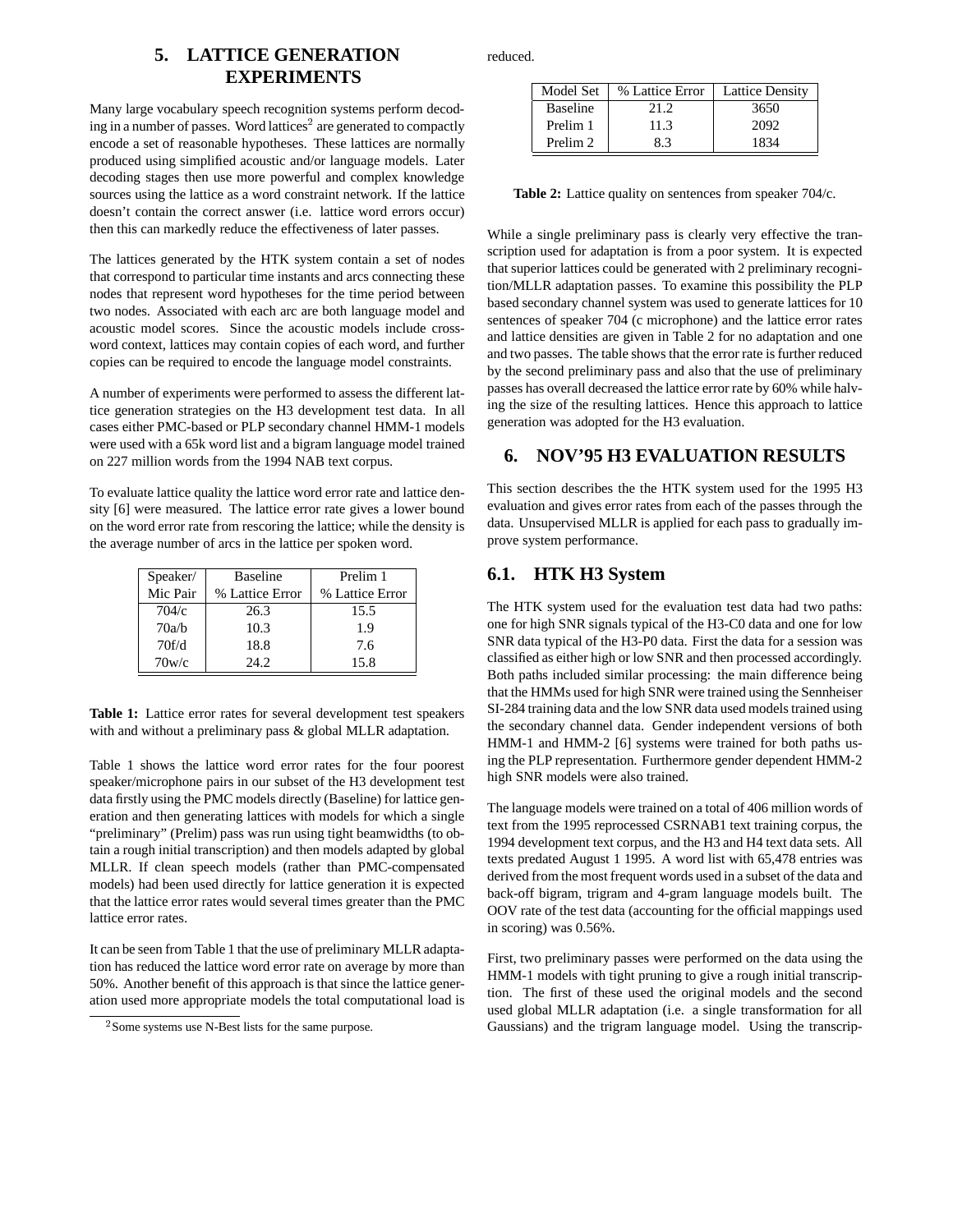## 5. LATTICE GENERATION EXPERIMENTS

Many large vocabulary speech recognition systems perform decoding in a number of passes. Word lattices[2] are generated to compactly encode a set of reasonable hypotheses. These lattices are normally produced using simplified acoustic and/or language models. Later decoding stages then use more powerful and complex knowledge sources using the lattice as a word constraint network. If the lattice doesn't contain the correct answer (i.e. lattice word errors occur) then this can markedly reduce the effectiveness of later passes.

The lattices generated by the HTK system contain a set of nodes that correspond to particular time instants and arcs connecting these nodes that represent word hypotheses for the time period between two nodes. Associated with each arc are both language model and acoustic model scores. Since the acoustic models include cross-word context, lattices may contain copies of each word, and further copies can be required to encode the language model constraints.

A number of experiments were performed to assess the different lattice generation strategies on the H3 development test data. In all cases either PMC-based or PLP secondary channel HMM-1 models were used with a 65k word list and a bigram language model trained on 227 million words from the 1994 NAB text corpus.

To evaluate lattice quality the lattice word error rate and lattice density [6] were measured. The lattice error rate gives a lower bound on the word error rate from rescoring the lattice; while the density is the average number of arcs in the lattice per spoken word.

| Speaker/ Mic Pair | Baseline % Lattice Error | Prelim 1 % Lattice Error |
|---|---|---|
| 704/c | 26.3 | 15.5 |
| 70a/b | 10.3 | 1.9 |
| 70f/d | 18.8 | 7.6 |
| 70w/c | 24.2 | 15.8 |

**Table 1:** Lattice error rates for several development test speakers with and without a preliminary pass & global MLLR adaptation.

Table 1 shows the lattice word error rates for the four poorest speaker/microphone pairs in our subset of the H3 development test data firstly using the PMC models directly (Baseline) for lattice generation and then generating lattices with models for which a single "preliminary" (Prelim) pass was run using tight beamwidths (to obtain a rough initial transcription) and then models adapted by global MLLR. If clean speech models (rather than PMC-compensated models) had been used directly for lattice generation it is expected that the lattice error rates would several times greater than the PMC lattice error rates.

It can be seen from Table 1 that the use of preliminary MLLR adaptation has reduced the lattice word error rate on average by more than 50%. Another benefit of this approach is that since the lattice generation used more appropriate models the total computational load is reduced.

[2] Some systems use N-Best lists for the same purpose.

| Model Set | % Lattice Error | Lattice Density |
|---|---|---|
| Baseline | 21.2 | 3650 |
| Prelim 1 | 11.3 | 2092 |
| Prelim 2 | 8.3 | 1834 |

**Table 2:** Lattice quality on sentences from speaker 704/c.

While a single preliminary pass is clearly very effective the transcription used for adaptation is from a poor system. It is expected that superior lattices could be generated with 2 preliminary recognition/MLLR adaptation passes. To examine this possibility the PLP based secondary channel system was used to generate lattices for 10 sentences of speaker 704 (c microphone) and the lattice error rates and lattice densities are given in Table 2 for no adaptation and one and two passes. The table shows that the error rate is further reduced by the second preliminary pass and also that the use of preliminary passes has overall decreased the lattice error rate by 60% while halving the size of the resulting lattices. Hence this approach to lattice generation was adopted for the H3 evaluation.

## 6. NOV'95 H3 EVALUATION RESULTS

This section describes the the HTK system used for the 1995 H3 evaluation and gives error rates from each of the passes through the data. Unsupervised MLLR is applied for each pass to gradually improve system performance.

### 6.1. HTK H3 System

The HTK system used for the evaluation test data had two paths: one for high SNR signals typical of the H3-C0 data and one for low SNR data typical of the H3-P0 data. First the data for a session was classified as either high or low SNR and then processed accordingly. Both paths included similar processing: the main difference being that the HMMs used for high SNR were trained using the Sennheiser SI-284 training data and the low SNR data used models trained using the secondary channel data. Gender independent versions of both HMM-1 and HMM-2 [6] systems were trained for both paths using the PLP representation. Furthermore gender dependent HMM-2 high SNR models were also trained.

The language models were trained on a total of 406 million words of text from the 1995 reprocessed CSRNAB1 text training corpus, the 1994 development text corpus, and the H3 and H4 text data sets. All texts predated August 1 1995. A word list with 65,478 entries was derived from the most frequent words used in a subset of the data and back-off bigram, trigram and 4-gram language models built. The OOV rate of the test data (accounting for the official mappings used in scoring) was 0.56%.

First, two preliminary passes were performed on the data using the HMM-1 models with tight pruning to give a rough initial transcription. The first of these used the original models and the second used global MLLR adaptation (i.e. a single transformation for all Gaussians) and the trigram language model. Using the transcrip-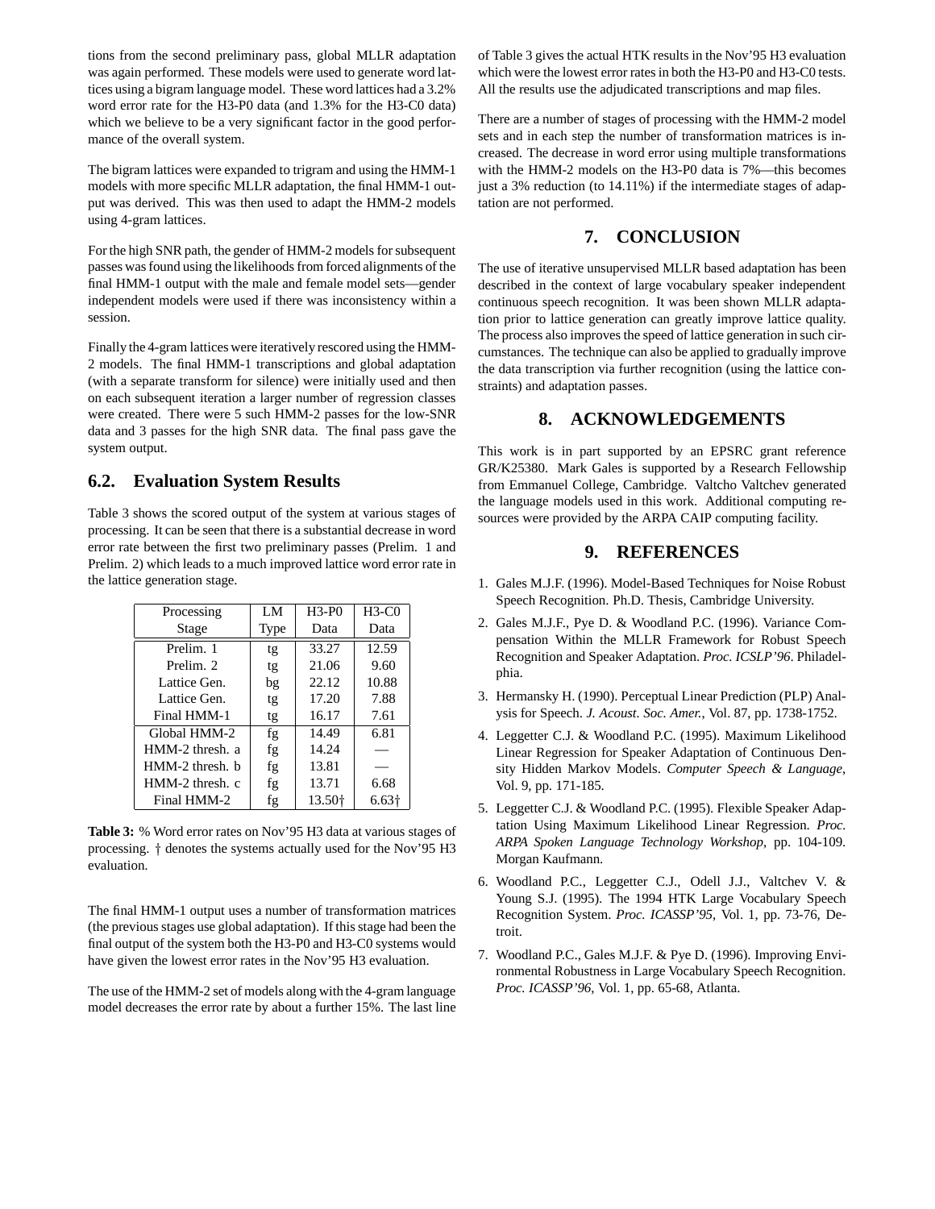tions from the second preliminary pass, global MLLR adaptation was again performed. These models were used to generate word lattices using a bigram language model. These word lattices had a 3.2% word error rate for the H3-P0 data (and 1.3% for the H3-C0 data) which we believe to be a very significant factor in the good performance of the overall system.

The bigram lattices were expanded to trigram and using the HMM-1 models with more specific MLLR adaptation, the final HMM-1 output was derived. This was then used to adapt the HMM-2 models using 4-gram lattices.

For the high SNR path, the gender of HMM-2 models for subsequent passes was found using the likelihoods from forced alignments of the final HMM-1 output with the male and female model sets—gender independent models were used if there was inconsistency within a session.

Finally the 4-gram lattices were iteratively rescored using the HMM-2 models. The final HMM-1 transcriptions and global adaptation (with a separate transform for silence) were initially used and then on each subsequent iteration a larger number of regression classes were created. There were 5 such HMM-2 passes for the low-SNR data and 3 passes for the high SNR data. The final pass gave the system output.

## 6.2. Evaluation System Results

Table 3 shows the scored output of the system at various stages of processing. It can be seen that there is a substantial decrease in word error rate between the first two preliminary passes (Prelim. 1 and Prelim. 2) which leads to a much improved lattice word error rate in the lattice generation stage.

| Processing Stage | LM Type | H3-P0 Data | H3-C0 Data |
|---|---|---|---|
| Prelim. 1 | tg | 33.27 | 12.59 |
| Prelim. 2 | tg | 21.06 | 9.60 |
| Lattice Gen. | bg | 22.12 | 10.88 |
| Lattice Gen. | tg | 17.20 | 7.88 |
| Final HMM-1 | tg | 16.17 | 7.61 |
| Global HMM-2 | fg | 14.49 | 6.81 |
| HMM-2 thresh. a | fg | 14.24 | — |
| HMM-2 thresh. b | fg | 13.81 | — |
| HMM-2 thresh. c | fg | 13.71 | 6.68 |
| Final HMM-2 | fg | 13.50† | 6.63† |

**Table 3:** % Word error rates on Nov'95 H3 data at various stages of processing. † denotes the systems actually used for the Nov'95 H3 evaluation.

The final HMM-1 output uses a number of transformation matrices (the previous stages use global adaptation). If this stage had been the final output of the system both the H3-P0 and H3-C0 systems would have given the lowest error rates in the Nov'95 H3 evaluation.

The use of the HMM-2 set of models along with the 4-gram language model decreases the error rate by about a further 15%. The last line of Table 3 gives the actual HTK results in the Nov'95 H3 evaluation which were the lowest error rates in both the H3-P0 and H3-C0 tests. All the results use the adjudicated transcriptions and map files.

There are a number of stages of processing with the HMM-2 model sets and in each step the number of transformation matrices is increased. The decrease in word error using multiple transformations with the HMM-2 models on the H3-P0 data is 7%—this becomes just a 3% reduction (to 14.11%) if the intermediate stages of adaptation are not performed.

# 7. CONCLUSION

The use of iterative unsupervised MLLR based adaptation has been described in the context of large vocabulary speaker independent continuous speech recognition. It was been shown MLLR adaptation prior to lattice generation can greatly improve lattice quality. The process also improves the speed of lattice generation in such circumstances. The technique can also be applied to gradually improve the data transcription via further recognition (using the lattice constraints) and adaptation passes.

# 8. ACKNOWLEDGEMENTS

This work is in part supported by an EPSRC grant reference GR/K25380. Mark Gales is supported by a Research Fellowship from Emmanuel College, Cambridge. Valtcho Valtchev generated the language models used in this work. Additional computing resources were provided by the ARPA CAIP computing facility.

# 9. REFERENCES

1. Gales M.J.F. (1996). Model-Based Techniques for Noise Robust Speech Recognition. Ph.D. Thesis, Cambridge University.
2. Gales M.J.F., Pye D. & Woodland P.C. (1996). Variance Compensation Within the MLLR Framework for Robust Speech Recognition and Speaker Adaptation. *Proc. ICSLP'96*. Philadelphia.
3. Hermansky H. (1990). Perceptual Linear Prediction (PLP) Analysis for Speech. *J. Acoust. Soc. Amer.*, Vol. 87, pp. 1738-1752.
4. Leggetter C.J. & Woodland P.C. (1995). Maximum Likelihood Linear Regression for Speaker Adaptation of Continuous Density Hidden Markov Models. *Computer Speech & Language*, Vol. 9, pp. 171-185.
5. Leggetter C.J. & Woodland P.C. (1995). Flexible Speaker Adaptation Using Maximum Likelihood Linear Regression. *Proc. ARPA Spoken Language Technology Workshop*, pp. 104-109. Morgan Kaufmann.
6. Woodland P.C., Leggetter C.J., Odell J.J., Valtchev V. & Young S.J. (1995). The 1994 HTK Large Vocabulary Speech Recognition System. *Proc. ICASSP'95*, Vol. 1, pp. 73-76, Detroit.
7. Woodland P.C., Gales M.J.F. & Pye D. (1996). Improving Environmental Robustness in Large Vocabulary Speech Recognition. *Proc. ICASSP'96*, Vol. 1, pp. 65-68, Atlanta.